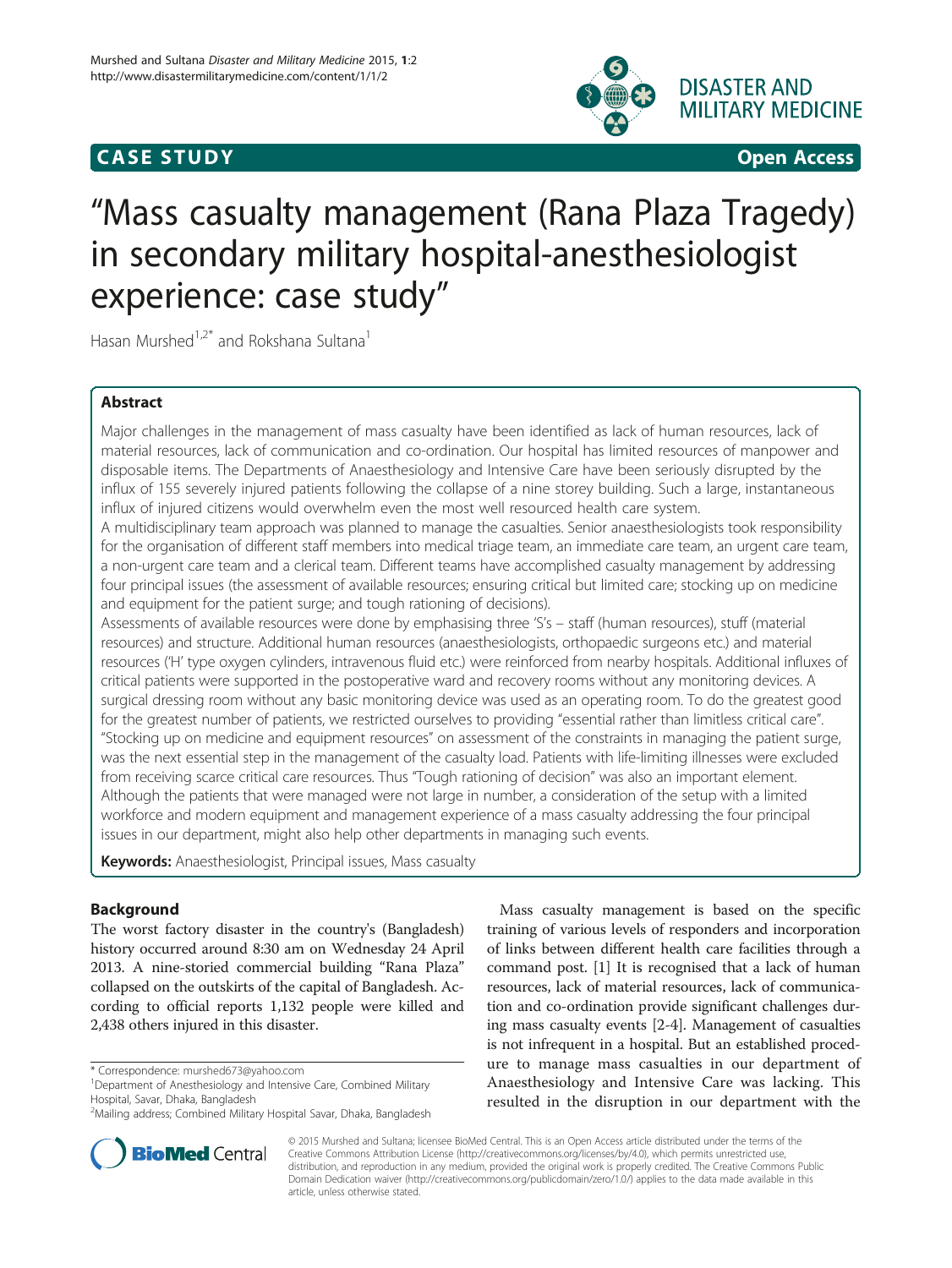**CASE STUDY** **Open Access**

# "Mass casualty management (Rana Plaza Tragedy) in secondary military hospital-anesthesiologist experience: case study"

Hasan Murshed[1,2*] and Rokshana Sultana[1]

## Abstract

Major challenges in the management of mass casualty have been identified as lack of human resources, lack of material resources, lack of communication and co-ordination. Our hospital has limited resources of manpower and disposable items. The Departments of Anaesthesiology and Intensive Care have been seriously disrupted by the influx of 155 severely injured patients following the collapse of a nine storey building. Such a large, instantaneous influx of injured citizens would overwhelm even the most well resourced health care system.

A multidisciplinary team approach was planned to manage the casualties. Senior anaesthesiologists took responsibility for the organisation of different staff members into medical triage team, an immediate care team, an urgent care team, a non-urgent care team and a clerical team. Different teams have accomplished casualty management by addressing four principal issues (the assessment of available resources; ensuring critical but limited care; stocking up on medicine and equipment for the patient surge; and tough rationing of decisions).

Assessments of available resources were done by emphasising three 'S's – staff (human resources), stuff (material resources) and structure. Additional human resources (anaesthesiologists, orthopaedic surgeons etc.) and material resources ('H' type oxygen cylinders, intravenous fluid etc.) were reinforced from nearby hospitals. Additional influxes of critical patients were supported in the postoperative ward and recovery rooms without any monitoring devices. A surgical dressing room without any basic monitoring device was used as an operating room. To do the greatest good for the greatest number of patients, we restricted ourselves to providing "essential rather than limitless critical care". "Stocking up on medicine and equipment resources" on assessment of the constraints in managing the patient surge, was the next essential step in the management of the casualty load. Patients with life-limiting illnesses were excluded from receiving scarce critical care resources. Thus "Tough rationing of decision" was also an important element. Although the patients that were managed were not large in number, a consideration of the setup with a limited workforce and modern equipment and management experience of a mass casualty addressing the four principal issues in our department, might also help other departments in managing such events.

**Keywords:** Anaesthesiologist, Principal issues, Mass casualty

## Background

The worst factory disaster in the country's (Bangladesh) history occurred around 8:30 am on Wednesday 24 April 2013. A nine-storied commercial building "Rana Plaza" collapsed on the outskirts of the capital of Bangladesh. According to official reports 1,132 people were killed and 2,438 others injured in this disaster.

Mass casualty management is based on the specific training of various levels of responders and incorporation of links between different health care facilities through a command post. [1] It is recognised that a lack of human resources, lack of material resources, lack of communication and co-ordination provide significant challenges during mass casualty events [2-4]. Management of casualties is not infrequent in a hospital. But an established procedure to manage mass casualties in our department of Anaesthesiology and Intensive Care was lacking. This resulted in the disruption in our department with the

\* Correspondence: murshed673@yahoo.com
[1]Department of Anesthesiology and Intensive Care, Combined Military Hospital, Savar, Dhaka, Bangladesh
[2]Mailing address; Combined Military Hospital Savar, Dhaka, Bangladesh

© 2015 Murshed and Sultana; licensee BioMed Central. This is an Open Access article distributed under the terms of the Creative Commons Attribution License (http://creativecommons.org/licenses/by/4.0), which permits unrestricted use, distribution, and reproduction in any medium, provided the original work is properly credited. The Creative Commons Public Domain Dedication waiver (http://creativecommons.org/publicdomain/zero/1.0/) applies to the data made available in this article, unless otherwise stated.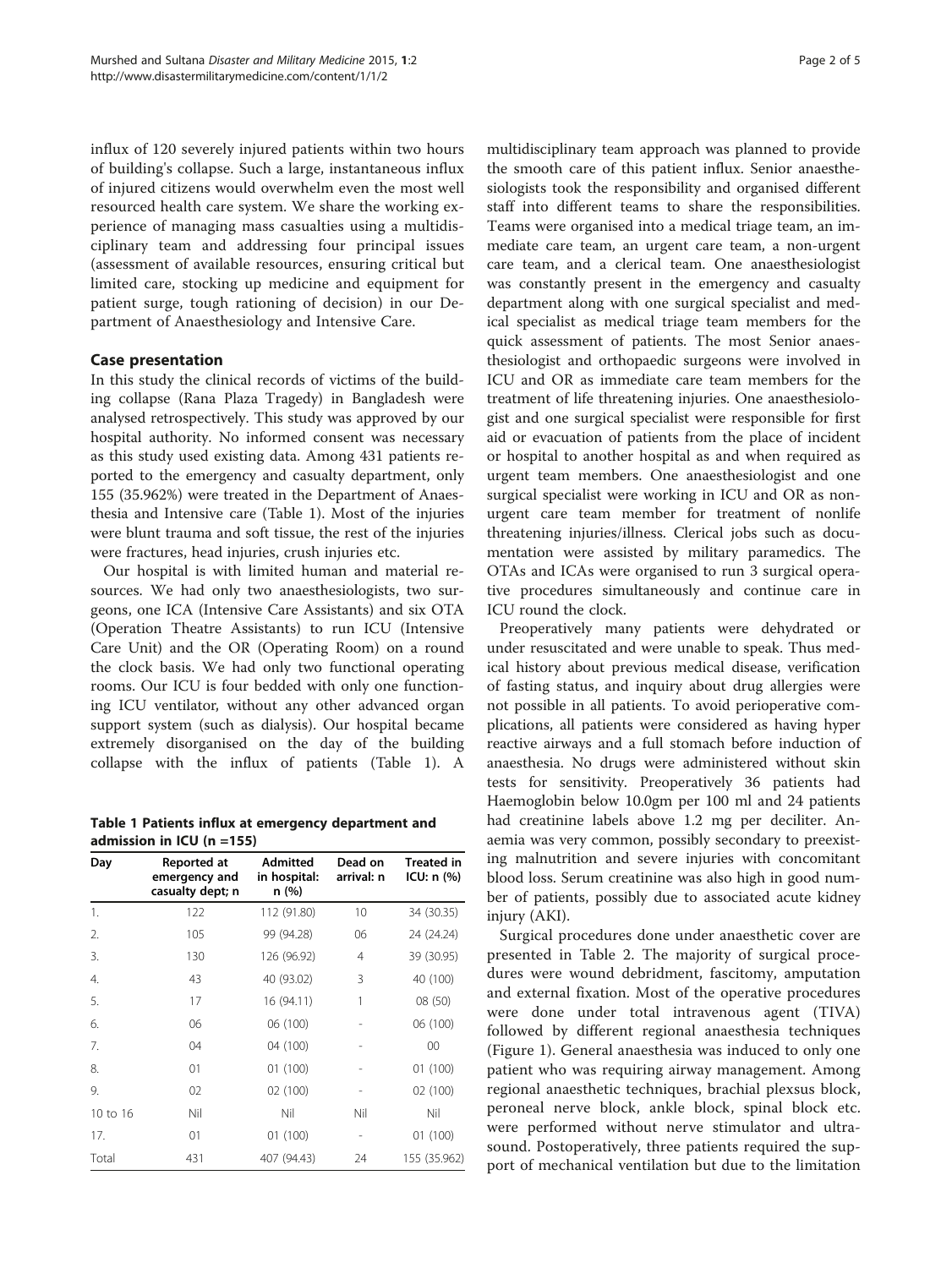influx of 120 severely injured patients within two hours of building's collapse. Such a large, instantaneous influx of injured citizens would overwhelm even the most well resourced health care system. We share the working experience of managing mass casualties using a multidisciplinary team and addressing four principal issues (assessment of available resources, ensuring critical but limited care, stocking up medicine and equipment for patient surge, tough rationing of decision) in our Department of Anaesthesiology and Intensive Care.

## Case presentation

In this study the clinical records of victims of the building collapse (Rana Plaza Tragedy) in Bangladesh were analysed retrospectively. This study was approved by our hospital authority. No informed consent was necessary as this study used existing data. Among 431 patients reported to the emergency and casualty department, only 155 (35.962%) were treated in the Department of Anaesthesia and Intensive care (Table 1). Most of the injuries were blunt trauma and soft tissue, the rest of the injuries were fractures, head injuries, crush injuries etc.

Our hospital is with limited human and material resources. We had only two anaesthesiologists, two surgeons, one ICA (Intensive Care Assistants) and six OTA (Operation Theatre Assistants) to run ICU (Intensive Care Unit) and the OR (Operating Room) on a round the clock basis. We had only two functional operating rooms. Our ICU is four bedded with only one functioning ICU ventilator, without any other advanced organ support system (such as dialysis). Our hospital became extremely disorganised on the day of the building collapse with the influx of patients (Table 1). A

**Table 1 Patients influx at emergency department and admission in ICU (n =155)**

| Day | Reported at emergency and casualty dept; n | Admitted in hospital: n (%) | Dead on arrival: n | Treated in ICU: n (%) |
|---|---|---|---|---|
| 1. | 122 | 112 (91.80) | 10 | 34 (30.35) |
| 2. | 105 | 99 (94.28) | 06 | 24 (24.24) |
| 3. | 130 | 126 (96.92) | 4 | 39 (30.95) |
| 4. | 43 | 40 (93.02) | 3 | 40 (100) |
| 5. | 17 | 16 (94.11) | 1 | 08 (50) |
| 6. | 06 | 06 (100) | - | 06 (100) |
| 7. | 04 | 04 (100) | - | 00 |
| 8. | 01 | 01 (100) | - | 01 (100) |
| 9. | 02 | 02 (100) | - | 02 (100) |
| 10 to 16 | Nil | Nil | Nil | Nil |
| 17. | 01 | 01 (100) | - | 01 (100) |
| Total | 431 | 407 (94.43) | 24 | 155 (35.962) |

multidisciplinary team approach was planned to provide the smooth care of this patient influx. Senior anaesthesiologists took the responsibility and organised different staff into different teams to share the responsibilities. Teams were organised into a medical triage team, an immediate care team, an urgent care team, a non-urgent care team, and a clerical team. One anaesthesiologist was constantly present in the emergency and casualty department along with one surgical specialist and medical specialist as medical triage team members for the quick assessment of patients. The most Senior anaesthesiologist and orthopaedic surgeons were involved in ICU and OR as immediate care team members for the treatment of life threatening injuries. One anaesthesiologist and one surgical specialist were responsible for first aid or evacuation of patients from the place of incident or hospital to another hospital as and when required as urgent team members. One anaesthesiologist and one surgical specialist were working in ICU and OR as non-urgent care team member for treatment of nonlife threatening injuries/illness. Clerical jobs such as documentation were assisted by military paramedics. The OTAs and ICAs were organised to run 3 surgical operative procedures simultaneously and continue care in ICU round the clock.

Preoperatively many patients were dehydrated or under resuscitated and were unable to speak. Thus medical history about previous medical disease, verification of fasting status, and inquiry about drug allergies were not possible in all patients. To avoid perioperative complications, all patients were considered as having hyper reactive airways and a full stomach before induction of anaesthesia. No drugs were administered without skin tests for sensitivity. Preoperatively 36 patients had Haemoglobin below 10.0gm per 100 ml and 24 patients had creatinine labels above 1.2 mg per deciliter. Anaemia was very common, possibly secondary to preexisting malnutrition and severe injuries with concomitant blood loss. Serum creatinine was also high in good number of patients, possibly due to associated acute kidney injury (AKI).

Surgical procedures done under anaesthetic cover are presented in Table 2. The majority of surgical procedures were wound debridment, fascitomy, amputation and external fixation. Most of the operative procedures were done under total intravenous agent (TIVA) followed by different regional anaesthesia techniques (Figure 1). General anaesthesia was induced to only one patient who was requiring airway management. Among regional anaesthetic techniques, brachial plexsus block, peroneal nerve block, ankle block, spinal block etc. were performed without nerve stimulator and ultrasound. Postoperatively, three patients required the support of mechanical ventilation but due to the limitation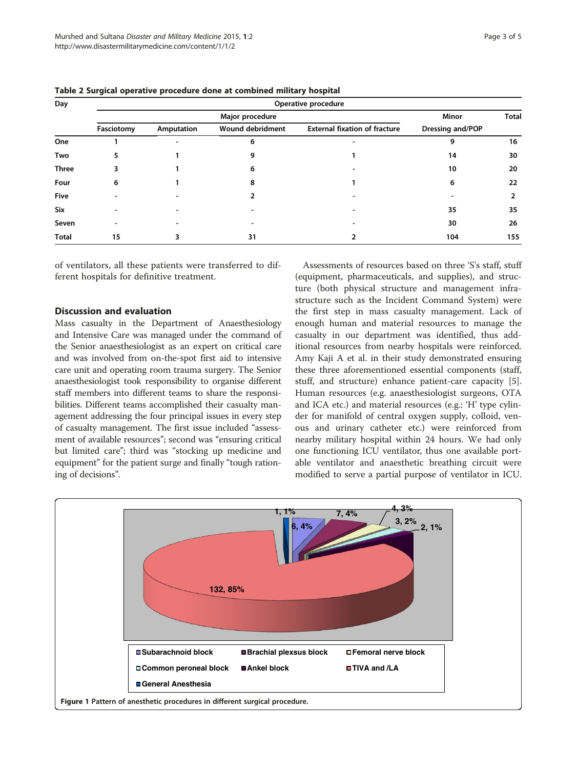**Table 2 Surgical operative procedure done at combined military hospital**

| Day | Operative procedure | | | | | |
|---|---|---|---|---|---|---|
| | Major procedure | | | | Minor | Total |
| | Fasciotomy | Amputation | Wound debridment | External fixation of fracture | Dressing and/POP | |
| One | 1 | - | 6 | - | 9 | 16 |
| Two | 5 | 1 | 9 | 1 | 14 | 30 |
| Three | 3 | 1 | 6 | - | 10 | 20 |
| Four | 6 | 1 | 8 | 1 | 6 | 22 |
| Five | - | - | 2 | - | - | 2 |
| Six | - | - | - | - | 35 | 35 |
| Seven | - | - | - | - | 30 | 26 |
| Total | 15 | 3 | 31 | 2 | 104 | 155 |

of ventilators, all these patients were transferred to different hospitals for definitive treatment.

## Discussion and evaluation

Mass casualty in the Department of Anaesthesiology and Intensive Care was managed under the command of the Senior anaesthesiologist as an expert on critical care and was involved from on-the-spot first aid to intensive care unit and operating room trauma surgery. The Senior anaesthesiologist took responsibility to organise different staff members into different teams to share the responsibilities. Different teams accomplished their casualty management addressing the four principal issues in every step of casualty management. The first issue included "assessment of available resources"; second was "ensuring critical but limited care"; third was "stocking up medicine and equipment" for the patient surge and finally "tough rationing of decisions".

Assessments of resources based on three 'S's staff, stuff (equipment, pharmaceuticals, and supplies), and structure (both physical structure and management infrastructure such as the Incident Command System) were the first step in mass casualty management. Lack of enough human and material resources to manage the casualty in our department was identified, thus additional resources from nearby hospitals were reinforced. Amy Kaji A et al. in their study demonstrated ensuring these three aforementioned essential components (staff, stuff, and structure) enhance patient-care capacity [5]. Human resources (e.g. anaesthesiologist surgeons, OTA and ICA etc.) and material resources (e.g.: 'H' type cylinder for manifold of central oxygen supply, colloid, venous and urinary catheter etc.) were reinforced from nearby military hospital within 24 hours. We had only one functioning ICU ventilator, thus one available portable ventilator and anaesthetic breathing circuit were modified to serve a partial purpose of ventilator in ICU.

| Anesthetic procedure | Number, % |
|---|---|
| Subarachnoid block | 6, 4% |
| Brachial plexsus block | 7, 4% |
| Femoral nerve block | 4, 3% |
| Common peroneal block | 3, 2% |
| Ankel block | 2, 1% |
| TIVA and /LA | 132, 85% |
| General Anesthesia | 1, 1% |

**Figure 1** Pattern of anesthetic procedures in different surgical procedure.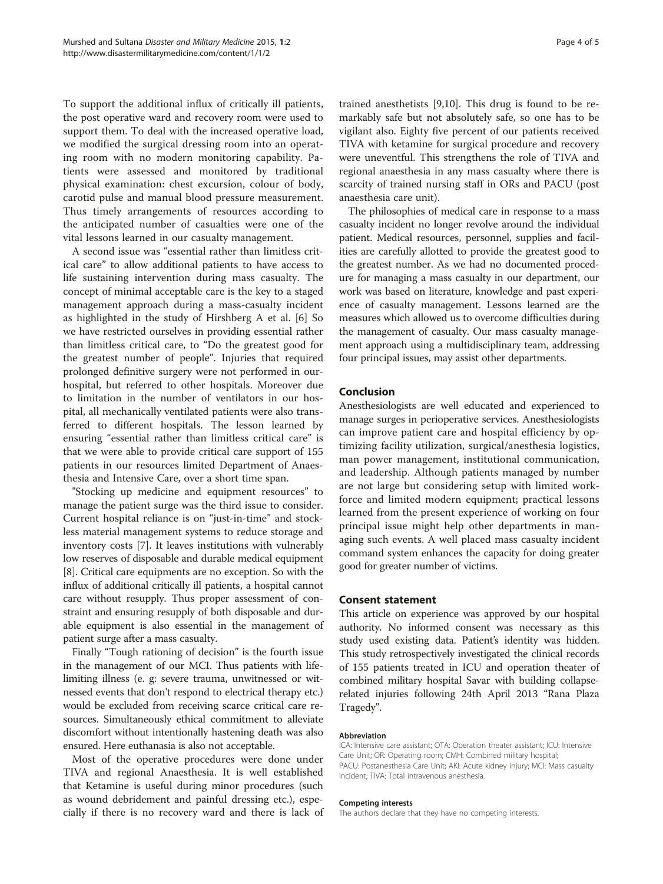To support the additional influx of critically ill patients, the post operative ward and recovery room were used to support them. To deal with the increased operative load, we modified the surgical dressing room into an operating room with no modern monitoring capability. Patients were assessed and monitored by traditional physical examination: chest excursion, colour of body, carotid pulse and manual blood pressure measurement. Thus timely arrangements of resources according to the anticipated number of casualties were one of the vital lessons learned in our casualty management.

A second issue was "essential rather than limitless critical care" to allow additional patients to have access to life sustaining intervention during mass casualty. The concept of minimal acceptable care is the key to a staged management approach during a mass-casualty incident as highlighted in the study of Hirshberg A et al. [6] So we have restricted ourselves in providing essential rather than limitless critical care, to "Do the greatest good for the greatest number of people". Injuries that required prolonged definitive surgery were not performed in ourhospital, but referred to other hospitals. Moreover due to limitation in the number of ventilators in our hospital, all mechanically ventilated patients were also transferred to different hospitals. The lesson learned by ensuring "essential rather than limitless critical care" is that we were able to provide critical care support of 155 patients in our resources limited Department of Anaesthesia and Intensive Care, over a short time span.

"Stocking up medicine and equipment resources" to manage the patient surge was the third issue to consider. Current hospital reliance is on "just-in-time" and stockless material management systems to reduce storage and inventory costs [7]. It leaves institutions with vulnerably low reserves of disposable and durable medical equipment [8]. Critical care equipments are no exception. So with the influx of additional critically ill patients, a hospital cannot care without resupply. Thus proper assessment of constraint and ensuring resupply of both disposable and durable equipment is also essential in the management of patient surge after a mass casualty.

Finally "Tough rationing of decision" is the fourth issue in the management of our MCI. Thus patients with life-limiting illness (e. g: severe trauma, unwitnessed or witnessed events that don't respond to electrical therapy etc.) would be excluded from receiving scarce critical care resources. Simultaneously ethical commitment to alleviate discomfort without intentionally hastening death was also ensured. Here euthanasia is also not acceptable.

Most of the operative procedures were done under TIVA and regional Anaesthesia. It is well established that Ketamine is useful during minor procedures (such as wound debridement and painful dressing etc.), especially if there is no recovery ward and there is lack of trained anesthetists [9,10]. This drug is found to be remarkably safe but not absolutely safe, so one has to be vigilant also. Eighty five percent of our patients received TIVA with ketamine for surgical procedure and recovery were uneventful. This strengthens the role of TIVA and regional anaesthesia in any mass casualty where there is scarcity of trained nursing staff in ORs and PACU (post anaesthesia care unit).

The philosophies of medical care in response to a mass casualty incident no longer revolve around the individual patient. Medical resources, personnel, supplies and facilities are carefully allotted to provide the greatest good to the greatest number. As we had no documented procedure for managing a mass casualty in our department, our work was based on literature, knowledge and past experience of casualty management. Lessons learned are the measures which allowed us to overcome difficulties during the management of casualty. Our mass casualty management approach using a multidisciplinary team, addressing four principal issues, may assist other departments.

## Conclusion

Anesthesiologists are well educated and experienced to manage surges in perioperative services. Anesthesiologists can improve patient care and hospital efficiency by optimizing facility utilization, surgical/anesthesia logistics, man power management, institutional communication, and leadership. Although patients managed by number are not large but considering setup with limited workforce and limited modern equipment; practical lessons learned from the present experience of working on four principal issue might help other departments in managing such events. A well placed mass casualty incident command system enhances the capacity for doing greater good for greater number of victims.

## Consent statement

This article on experience was approved by our hospital authority. No informed consent was necessary as this study used existing data. Patient's identity was hidden. This study retrospectively investigated the clinical records of 155 patients treated in ICU and operation theater of combined military hospital Savar with building collapse-related injuries following 24th April 2013 "Rana Plaza Tragedy".

#### Abbreviation

ICA: Intensive care assistant; OTA: Operation theater assistant; ICU: Intensive Care Unit; OR: Operating room; CMH: Combined military hospital; PACU: Postanesthesia Care Unit; AKI: Acute kidney injury; MCI: Mass casualty incident; TIVA: Total intravenous anesthesia.

#### Competing interests

The authors declare that they have no competing interests.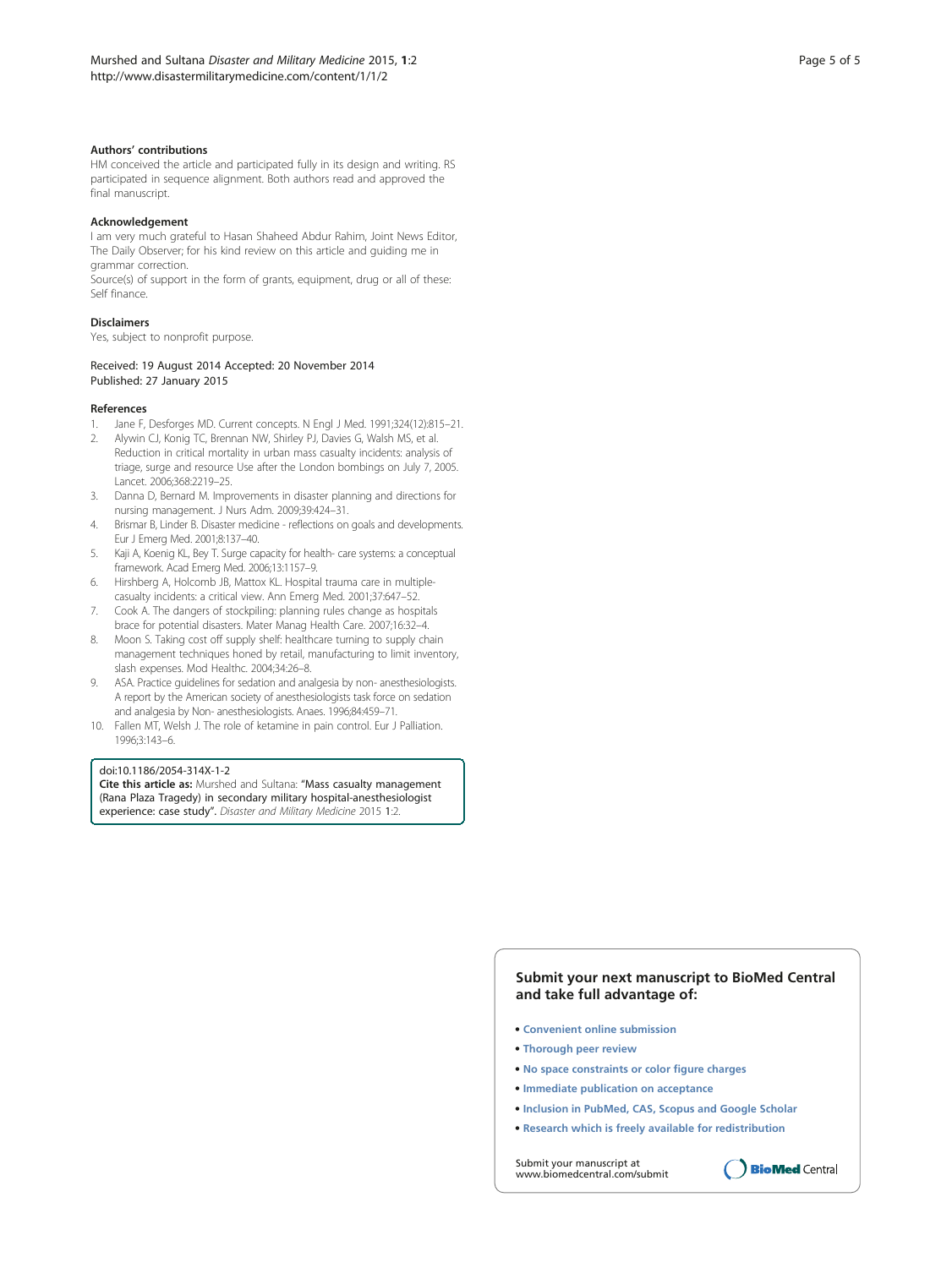#### Authors' contributions

HM conceived the article and participated fully in its design and writing. RS participated in sequence alignment. Both authors read and approved the final manuscript.

#### Acknowledgement

I am very much grateful to Hasan Shaheed Abdur Rahim, Joint News Editor, The Daily Observer; for his kind review on this article and guiding me in grammar correction.

Source(s) of support in the form of grants, equipment, drug or all of these: Self finance.

#### Disclaimers

Yes, subject to nonprofit purpose.

Received: 19 August 2014 Accepted: 20 November 2014
Published: 27 January 2015

#### References

1. Jane F, Desforges MD. Current concepts. N Engl J Med. 1991;324(12):815–21.
2. Alywin CJ, Konig TC, Brennan NW, Shirley PJ, Davies G, Walsh MS, et al. Reduction in critical mortality in urban mass casualty incidents: analysis of triage, surge and resource Use after the London bombings on July 7, 2005. Lancet. 2006;368:2219–25.
3. Danna D, Bernard M. Improvements in disaster planning and directions for nursing management. J Nurs Adm. 2009;39:424–31.
4. Brismar B, Linder B. Disaster medicine - reflections on goals and developments. Eur J Emerg Med. 2001;8:137–40.
5. Kaji A, Koenig KL, Bey T. Surge capacity for health- care systems: a conceptual framework. Acad Emerg Med. 2006;13:1157–9.
6. Hirshberg A, Holcomb JB, Mattox KL. Hospital trauma care in multiple-casualty incidents: a critical view. Ann Emerg Med. 2001;37:647–52.
7. Cook A. The dangers of stockpiling: planning rules change as hospitals brace for potential disasters. Mater Manag Health Care. 2007;16:32–4.
8. Moon S. Taking cost off supply shelf: healthcare turning to supply chain management techniques honed by retail, manufacturing to limit inventory, slash expenses. Mod Healthc. 2004;34:26–8.
9. ASA. Practice guidelines for sedation and analgesia by non- anesthesiologists. A report by the American society of anesthesiologists task force on sedation and analgesia by Non- anesthesiologists. Anaes. 1996;84:459–71.
10. Fallen MT, Welsh J. The role of ketamine in pain control. Eur J Palliation. 1996;3:143–6.

doi:10.1186/2054-314X-1-2

**Cite this article as:** Murshed and Sultana: "Mass casualty management (Rana Plaza Tragedy) in secondary military hospital-anesthesiologist experience: case study". *Disaster and Military Medicine* 2015 **1**:2.

**Submit your next manuscript to BioMed Central and take full advantage of:**

- **Convenient online submission**
- **Thorough peer review**
- **No space constraints or color figure charges**
- **Immediate publication on acceptance**
- **Inclusion in PubMed, CAS, Scopus and Google Scholar**
- **Research which is freely available for redistribution**

Submit your manuscript at
www.biomedcentral.com/submit

BioMed Central